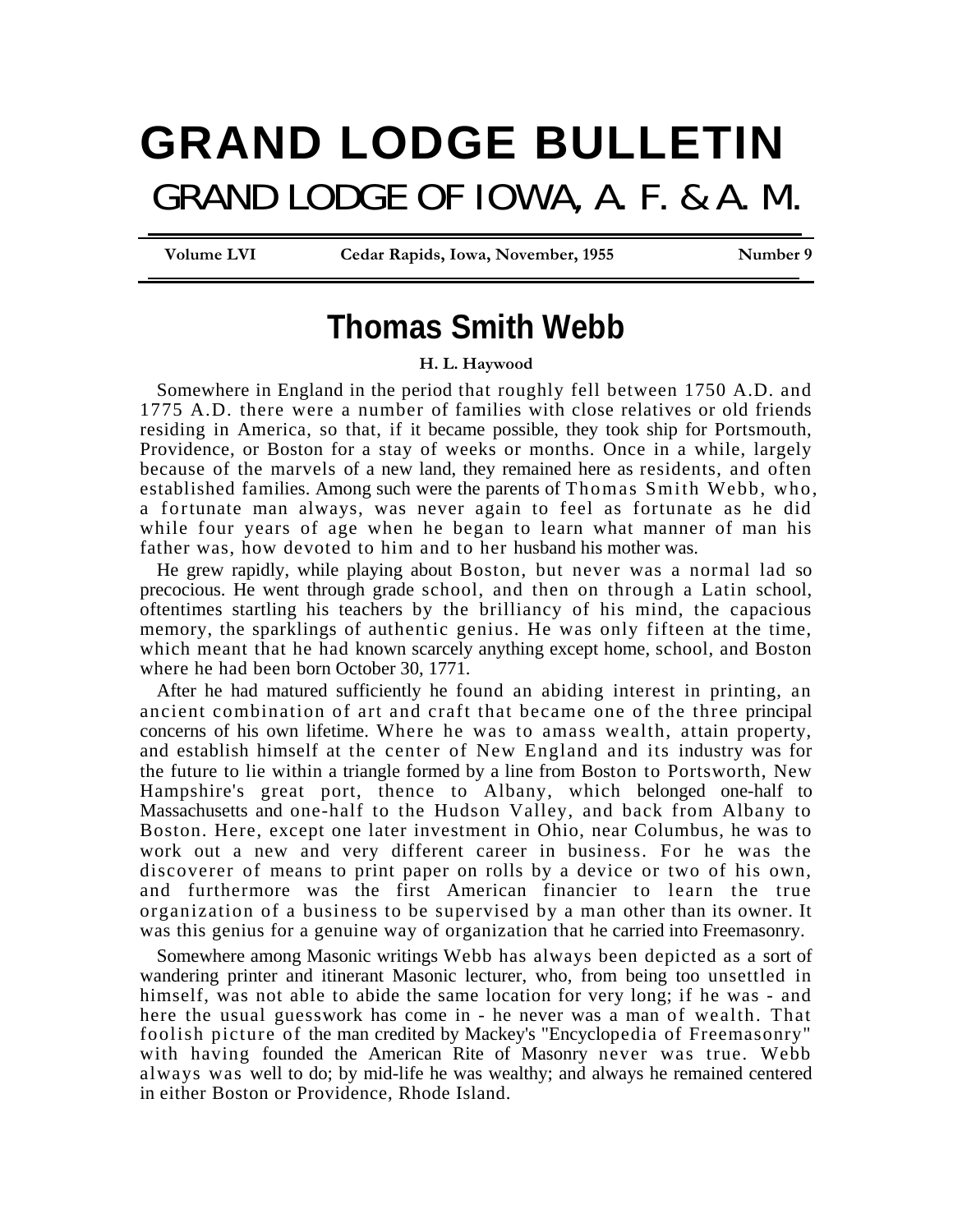# GRAND LODGE BULLETIN

## GRAND LODGE OF IOWA, A. F. & A. M.

Volume LVI — Cedar Rapids, Iowa, November, 1955 — Number 9

## Thomas Smith Webb

**H. L. Haywood**

Somewhere in England in the period that roughly fell between 1750 A.D. and 1775 A.D. there were a number of families with close relatives or old friends residing in America, so that, if it became possible, they took ship for Portsmouth, Providence, or Boston for a stay of weeks or months. Once in a while, largely because of the marvels of a new land, they remained here as residents, and often established families. Among such were the parents of Thomas Smith Webb, who, a fortunate man always, was never again to feel as fortunate as he did while four years of age when he began to learn what manner of man his father was, how devoted to him and to her husband his mother was.

He grew rapidly, while playing about Boston, but never was a normal lad so precocious. He went through grade school, and then on through a Latin school, oftentimes startling his teachers by the brilliancy of his mind, the capacious memory, the sparklings of authentic genius. He was only fifteen at the time, which meant that he had known scarcely anything except home, school, and Boston where he had been born October 30, 1771.

After he had matured sufficiently he found an abiding interest in printing, an ancient combination of art and craft that became one of the three principal concerns of his own lifetime. Where he was to amass wealth, attain property, and establish himself at the center of New England and its industry was for the future to lie within a triangle formed by a line from Boston to Portsworth, New Hampshire's great port, thence to Albany, which belonged one-half to Massachusetts and one-half to the Hudson Valley, and back from Albany to Boston. Here, except one later investment in Ohio, near Columbus, he was to work out a new and very different career in business. For he was the discoverer of means to print paper on rolls by a device or two of his own, and furthermore was the first American financier to learn the true organization of a business to be supervised by a man other than its owner. It was this genius for a genuine way of organization that he carried into Freemasonry.

Somewhere among Masonic writings Webb has always been depicted as a sort of wandering printer and itinerant Masonic lecturer, who, from being too unsettled in himself, was not able to abide the same location for very long; if he was - and here the usual guesswork has come in - he never was a man of wealth. That foolish picture of the man credited by Mackey's "Encyclopedia of Freemasonry" with having founded the American Rite of Masonry never was true. Webb always was well to do; by mid-life he was wealthy; and always he remained centered in either Boston or Providence, Rhode Island.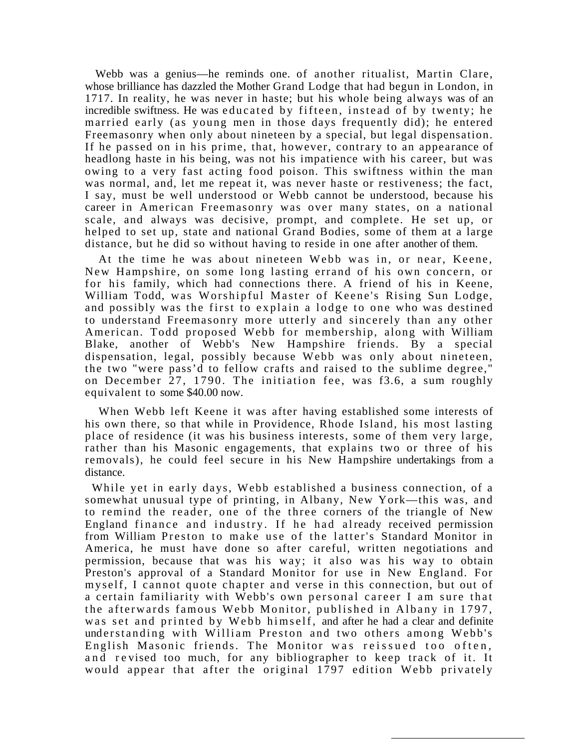Webb was a genius—he reminds one. of another ritualist, Martin Clare, whose brilliance has dazzled the Mother Grand Lodge that had begun in London, in 1717. In reality, he was never in haste; but his whole being always was of an incredible swiftness. He was educated by fifteen, instead of by twenty; he married early (as young men in those days frequently did); he entered Freemasonry when only about nineteen by a special, but legal dispensation. If he passed on in his prime, that, however, contrary to an appearance of headlong haste in his being, was not his impatience with his career, but was owing to a very fast acting food poison. This swiftness within the man was normal, and, let me repeat it, was never haste or restiveness; the fact, I say, must be well understood or Webb cannot be understood, because his career in American Freemasonry was over many states, on a national scale, and always was decisive, prompt, and complete. He set up, or helped to set up, state and national Grand Bodies, some of them at a large distance, but he did so without having to reside in one after another of them.

At the time he was about nineteen Webb was in, or near, Keene, New Hampshire, on some long lasting errand of his own concern, or for his family, which had connections there. A friend of his in Keene, William Todd, was Worshipful Master of Keene's Rising Sun Lodge, and possibly was the first to explain a lodge to one who was destined to understand Freemasonry more utterly and sincerely than any other American. Todd proposed Webb for membership, along with William Blake, another of Webb's New Hampshire friends. By a special dispensation, legal, possibly because Webb was only about nineteen, the two "were pass'd to fellow crafts and raised to the sublime degree," on December 27, 1790. The initiation fee, was f3.6, a sum roughly equivalent to some $40.00 now.

When Webb left Keene it was after having established some interests of his own there, so that while in Providence, Rhode Island, his most lasting place of residence (it was his business interests, some of them very large, rather than his Masonic engagements, that explains two or three of his removals), he could feel secure in his New Hampshire undertakings from a distance.

While yet in early days, Webb established a business connection, of a somewhat unusual type of printing, in Albany, New York—this was, and to remind the reader, one of the three corners of the triangle of New England finance and industry. If he had already received permission from William Preston to make use of the latter's Standard Monitor in America, he must have done so after careful, written negotiations and permission, because that was his way; it also was his way to obtain Preston's approval of a Standard Monitor for use in New England. For myself, I cannot quote chapter and verse in this connection, but out of a certain familiarity with Webb's own personal career I am sure that the afterwards famous Webb Monitor, published in Albany in 1797, was set and printed by Webb himself, and after he had a clear and definite understanding with William Preston and two others among Webb's English Masonic friends. The Monitor was reissued too often, and revised too much, for any bibliographer to keep track of it. It would appear that after the original 1797 edition Webb privately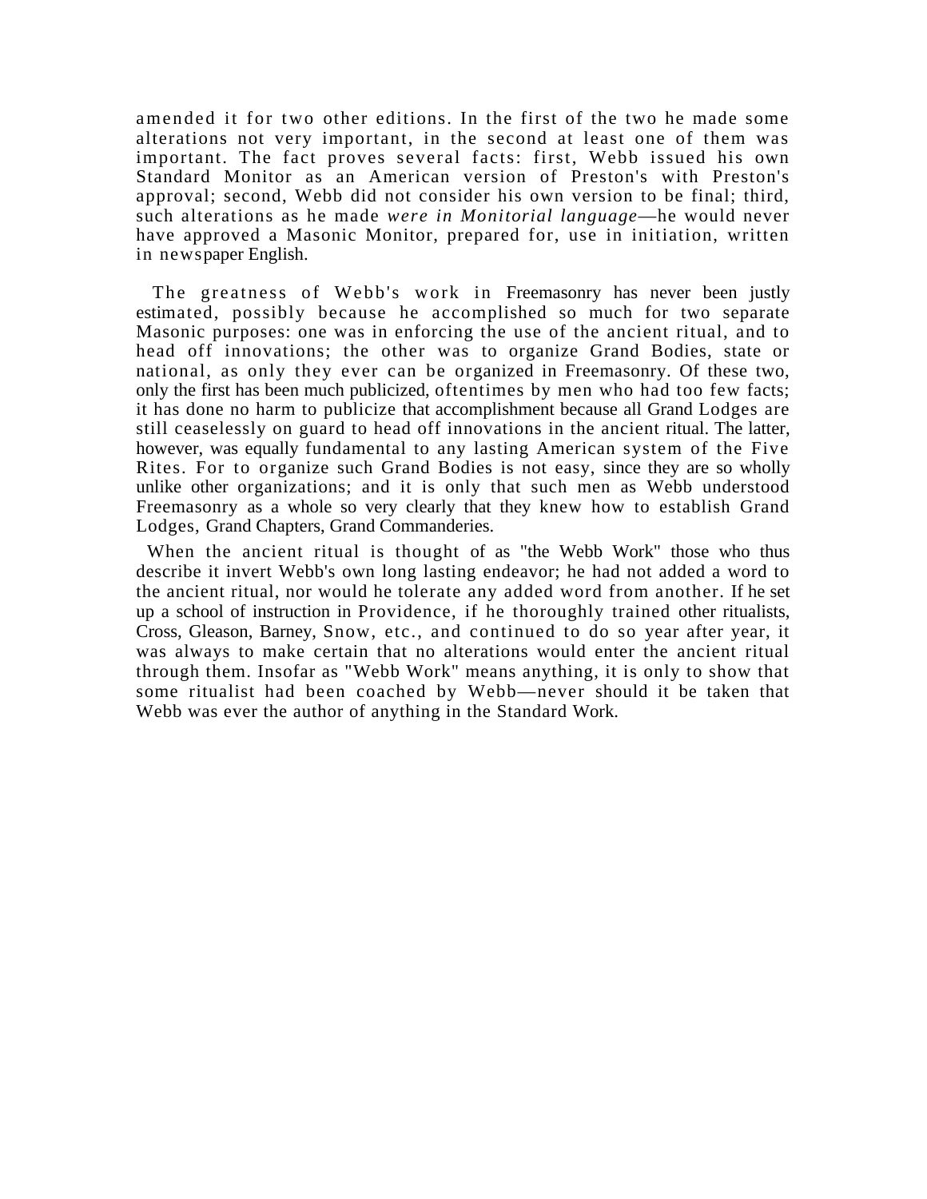amended it for two other editions. In the first of the two he made some alterations not very important, in the second at least one of them was important. The fact proves several facts: first, Webb issued his own Standard Monitor as an American version of Preston's with Preston's approval; second, Webb did not consider his own version to be final; third, such alterations as he made *were in Monitorial language*—he would never have approved a Masonic Monitor, prepared for, use in initiation, written in newspaper English.

The greatness of Webb's work in Freemasonry has never been justly estimated, possibly because he accomplished so much for two separate Masonic purposes: one was in enforcing the use of the ancient ritual, and to head off innovations; the other was to organize Grand Bodies, state or national, as only they ever can be organized in Freemasonry. Of these two, only the first has been much publicized, oftentimes by men who had too few facts; it has done no harm to publicize that accomplishment because all Grand Lodges are still ceaselessly on guard to head off innovations in the ancient ritual. The latter, however, was equally fundamental to any lasting American system of the Five Rites. For to organize such Grand Bodies is not easy, since they are so wholly unlike other organizations; and it is only that such men as Webb understood Freemasonry as a whole so very clearly that they knew how to establish Grand Lodges, Grand Chapters, Grand Commanderies.

When the ancient ritual is thought of as "the Webb Work" those who thus describe it invert Webb's own long lasting endeavor; he had not added a word to the ancient ritual, nor would he tolerate any added word from another. If he set up a school of instruction in Providence, if he thoroughly trained other ritualists, Cross, Gleason, Barney, Snow, etc., and continued to do so year after year, it was always to make certain that no alterations would enter the ancient ritual through them. Insofar as "Webb Work" means anything, it is only to show that some ritualist had been coached by Webb—never should it be taken that Webb was ever the author of anything in the Standard Work.